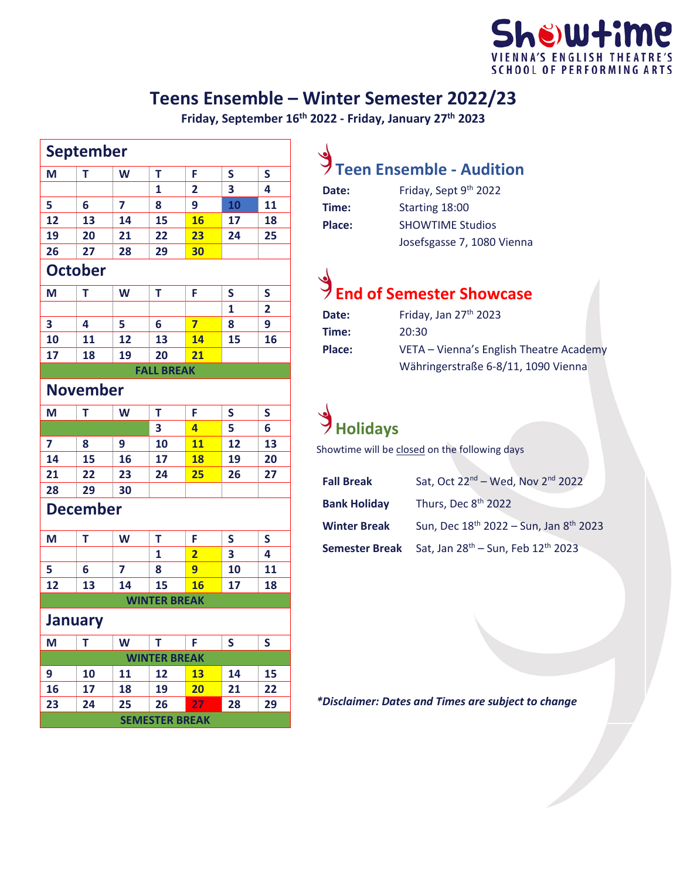**Showtime**
VIENNA'S ENGLISH THEATRE'S SCHOOL OF PERFORMING ARTS

# Teens Ensemble – Winter Semester 2022/23

**Friday, September 16th 2022 - Friday, January 27th 2023**

## September

| M | T | W | T | F | S | S |
|---|---|---|---|---|---|---|
| | | | 1 | 2 | 3 | 4 |
| 5 | 6 | 7 | 8 | 9 | 10 | 11 |
| 12 | 13 | 14 | 15 | 16 | 17 | 18 |
| 19 | 20 | 21 | 22 | 23 | 24 | 25 |
| 26 | 27 | 28 | 29 | 30 | | |

## October

| M | T | W | T | F | S | S |
|---|---|---|---|---|---|---|
| | | | | | 1 | 2 |
| 3 | 4 | 5 | 6 | 7 | 8 | 9 |
| 10 | 11 | 12 | 13 | 14 | 15 | 16 |
| 17 | 18 | 19 | 20 | 21 | | |
| FALL BREAK | | | | | | |

## November

| M | T | W | T | F | S | S |
|---|---|---|---|---|---|---|
| | | | 3 | 4 | 5 | 6 |
| 7 | 8 | 9 | 10 | 11 | 12 | 13 |
| 14 | 15 | 16 | 17 | 18 | 19 | 20 |
| 21 | 22 | 23 | 24 | 25 | 26 | 27 |
| 28 | 29 | 30 | | | | |

## December

| M | T | W | T | F | S | S |
|---|---|---|---|---|---|---|
| | | | 1 | 2 | 3 | 4 |
| 5 | 6 | 7 | 8 | 9 | 10 | 11 |
| 12 | 13 | 14 | 15 | 16 | 17 | 18 |
| WINTER BREAK | | | | | | |

## January

| M | T | W | T | F | S | S |
|---|---|---|---|---|---|---|
| WINTER BREAK | | | | | | |
| 9 | 10 | 11 | 12 | 13 | 14 | 15 |
| 16 | 17 | 18 | 19 | 20 | 21 | 22 |
| 23 | 24 | 25 | 26 | 27 | 28 | 29 |
| SEMESTER BREAK | | | | | | |

## Teen Ensemble - Audition

| | |
|---|---|
| **Date:** | Friday, Sept 9th 2022 |
| **Time:** | Starting 18:00 |
| **Place:** | SHOWTIME Studios<br>Josefsgasse 7, 1080 Vienna |

## End of Semester Showcase

| | |
|---|---|
| **Date:** | Friday, Jan 27th 2023 |
| **Time:** | 20:30 |
| **Place:** | VETA – Vienna's English Theatre Academy<br>Währingerstraße 6-8/11, 1090 Vienna |

## Holidays

Showtime will be closed on the following days

| | |
|---|---|
| **Fall Break** | Sat, Oct 22nd – Wed, Nov 2nd 2022 |
| **Bank Holiday** | Thurs, Dec 8th 2022 |
| **Winter Break** | Sun, Dec 18th 2022 – Sun, Jan 8th 2023 |
| **Semester Break** | Sat, Jan 28th – Sun, Feb 12th 2023 |

***Disclaimer: Dates and Times are subject to change**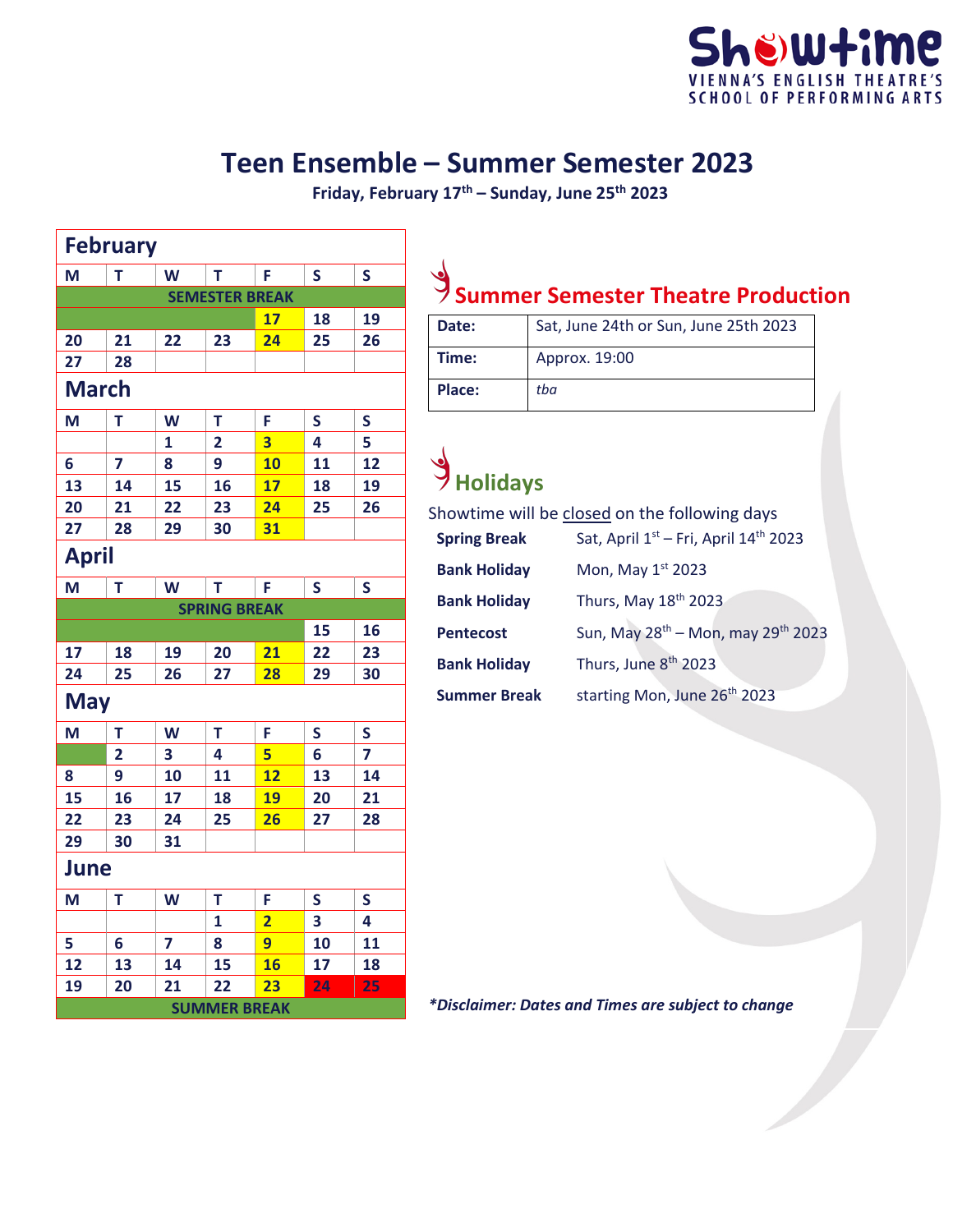Showtime
VIENNA'S ENGLISH THEATRE'S SCHOOL OF PERFORMING ARTS

# Teen Ensemble – Summer Semester 2023

**Friday, February 17th – Sunday, June 25th 2023**

## February

| M | T | W | T | F | S | S |
|---|---|---|---|---|---|---|
| SEMESTER BREAK | | | | | | |
| | | | | 17 | 18 | 19 |
| 20 | 21 | 22 | 23 | 24 | 25 | 26 |
| 27 | 28 | | | | | |

## March

| M | T | W | T | F | S | S |
|---|---|---|---|---|---|---|
| | | 1 | 2 | 3 | 4 | 5 |
| 6 | 7 | 8 | 9 | 10 | 11 | 12 |
| 13 | 14 | 15 | 16 | 17 | 18 | 19 |
| 20 | 21 | 22 | 23 | 24 | 25 | 26 |
| 27 | 28 | 29 | 30 | 31 | | |

## April

| M | T | W | T | F | S | S |
|---|---|---|---|---|---|---|
| SPRING BREAK | | | | | | |
| | | | | | 15 | 16 |
| 17 | 18 | 19 | 20 | 21 | 22 | 23 |
| 24 | 25 | 26 | 27 | 28 | 29 | 30 |

## May

| M | T | W | T | F | S | S |
|---|---|---|---|---|---|---|
| | 2 | 3 | 4 | 5 | 6 | 7 |
| 8 | 9 | 10 | 11 | 12 | 13 | 14 |
| 15 | 16 | 17 | 18 | 19 | 20 | 21 |
| 22 | 23 | 24 | 25 | 26 | 27 | 28 |
| 29 | 30 | 31 | | | | |

## June

| M | T | W | T | F | S | S |
|---|---|---|---|---|---|---|
| | | | 1 | 2 | 3 | 4 |
| 5 | 6 | 7 | 8 | 9 | 10 | 11 |
| 12 | 13 | 14 | 15 | 16 | 17 | 18 |
| 19 | 20 | 21 | 22 | 23 | 24 | 25 |
| SUMMER BREAK | | | | | | |

## Summer Semester Theatre Production

| | |
|---|---|
| **Date:** | Sat, June 24th or Sun, June 25th 2023 |
| **Time:** | Approx. 19:00 |
| **Place:** | *tba* |

## Holidays

Showtime will be closed on the following days

| | |
|---|---|
| **Spring Break** | Sat, April 1st – Fri, April 14th 2023 |
| **Bank Holiday** | Mon, May 1st 2023 |
| **Bank Holiday** | Thurs, May 18th 2023 |
| **Pentecost** | Sun, May 28th – Mon, may 29th 2023 |
| **Bank Holiday** | Thurs, June 8th 2023 |
| **Summer Break** | starting Mon, June 26th 2023 |

***Disclaimer: Dates and Times are subject to change**